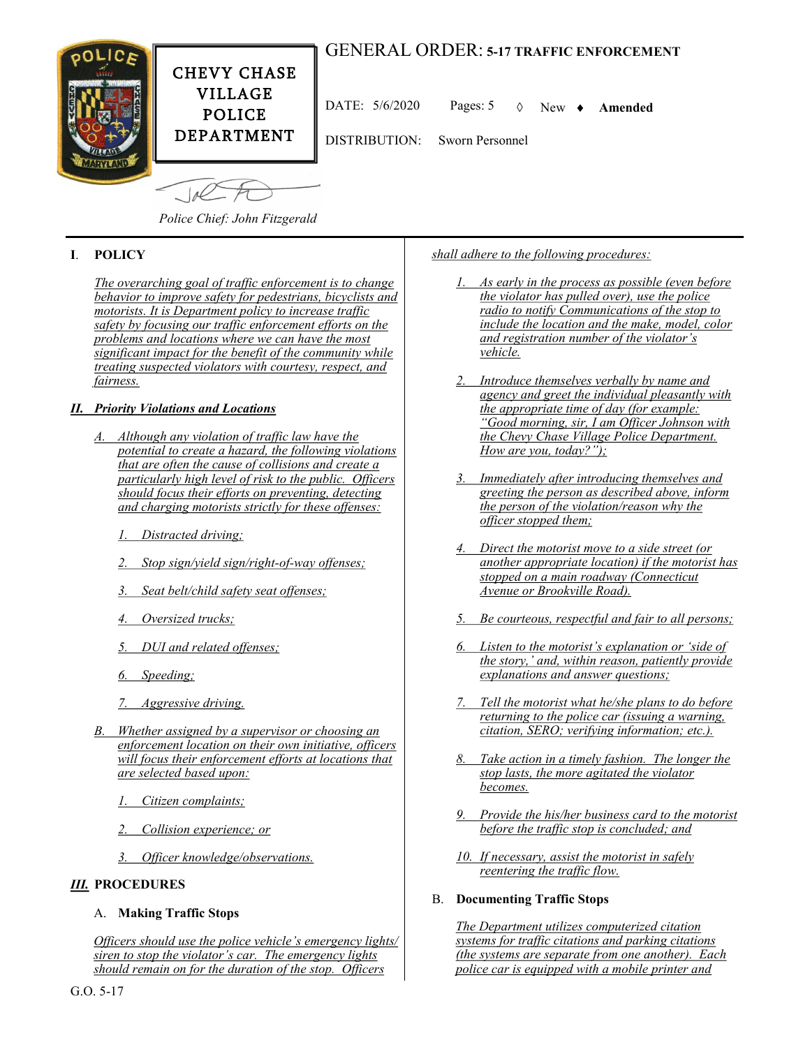# CHEVY CHASE VILLAGE POLICE DEPARTMENT

**GENERAL ORDER: 5-17 TRAFFIC ENFORCEMENT**

DATE: 5/6/2020 Pages: 5 ◊ New ♦ **Amended**

DISTRIBUTION: Sworn Personnel

*Police Chief: John Fitzgerald*

## I. POLICY

*The overarching goal of traffic enforcement is to change behavior to improve safety for pedestrians, bicyclists and motorists. It is Department policy to increase traffic safety by focusing our traffic enforcement efforts on the problems and locations where we can have the most significant impact for the benefit of the community while treating suspected violators with courtesy, respect, and fairness.*

## *II. Priority Violations and Locations*

*A. Although any violation of traffic law have the potential to create a hazard, the following violations that are often the cause of collisions and create a particularly high level of risk to the public. Officers should focus their efforts on preventing, detecting and charging motorists strictly for these offenses:*

1. *Distracted driving;*
2. *Stop sign/yield sign/right-of-way offenses;*
3. *Seat belt/child safety seat offenses;*
4. *Oversized trucks;*
5. *DUI and related offenses;*
6. *Speeding;*
7. *Aggressive driving.*

*B. Whether assigned by a supervisor or choosing an enforcement location on their own initiative, officers will focus their enforcement efforts at locations that are selected based upon:*

1. *Citizen complaints;*
2. *Collision experience; or*
3. *Officer knowledge/observations.*

## *III.* PROCEDURES

### A. Making Traffic Stops

*Officers should use the police vehicle's emergency lights/ siren to stop the violator's car. The emergency lights should remain on for the duration of the stop. Officers shall adhere to the following procedures:*

1. *As early in the process as possible (even before the violator has pulled over), use the police radio to notify Communications of the stop to include the location and the make, model, color and registration number of the violator's vehicle.*
2. *Introduce themselves verbally by name and agency and greet the individual pleasantly with the appropriate time of day (for example: "Good morning, sir, I am Officer Johnson with the Chevy Chase Village Police Department. How are you, today?");*
3. *Immediately after introducing themselves and greeting the person as described above, inform the person of the violation/reason why the officer stopped them;*
4. *Direct the motorist move to a side street (or another appropriate location) if the motorist has stopped on a main roadway (Connecticut Avenue or Brookville Road).*
5. *Be courteous, respectful and fair to all persons;*
6. *Listen to the motorist's explanation or 'side of the story,' and, within reason, patiently provide explanations and answer questions;*
7. *Tell the motorist what he/she plans to do before returning to the police car (issuing a warning, citation, SERO; verifying information; etc.).*
8. *Take action in a timely fashion. The longer the stop lasts, the more agitated the violator becomes.*
9. *Provide the his/her business card to the motorist before the traffic stop is concluded; and*
10. *If necessary, assist the motorist in safely reentering the traffic flow.*

### B. Documenting Traffic Stops

*The Department utilizes computerized citation systems for traffic citations and parking citations (the systems are separate from one another). Each police car is equipped with a mobile printer and*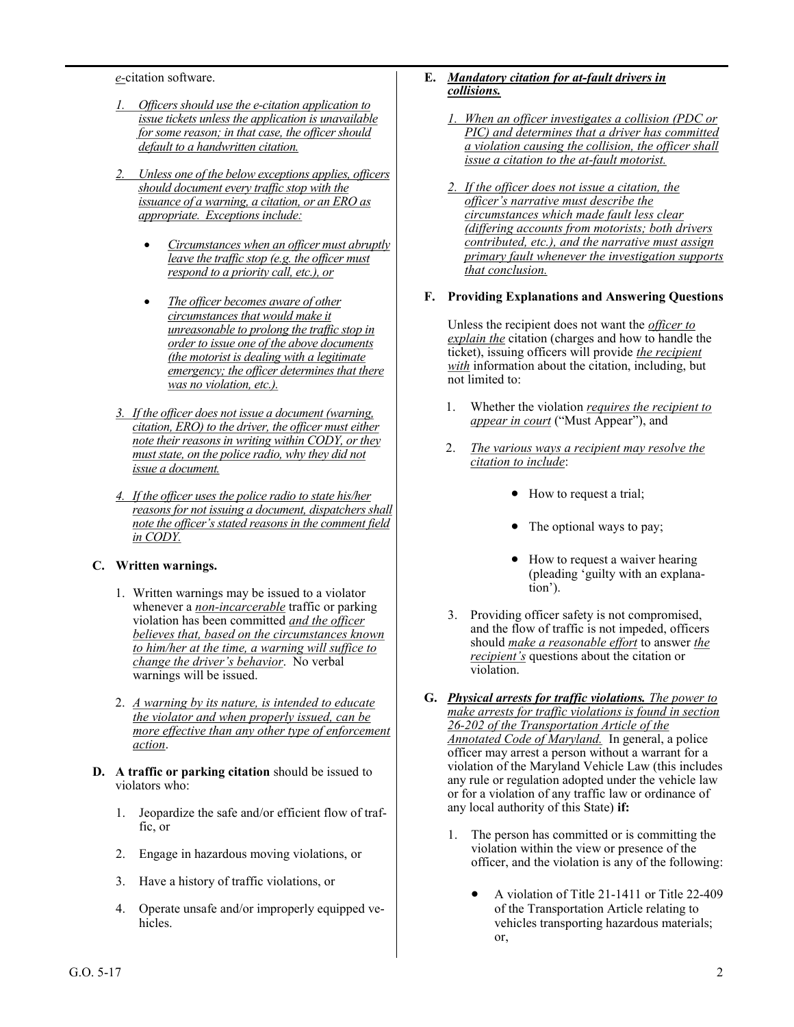*e*-citation software.

1. *Officers should use the e-citation application to issue tickets unless the application is unavailable for some reason; in that case, the officer should default to a handwritten citation.*

2. *Unless one of the below exceptions applies, officers should document every traffic stop with the issuance of a warning, a citation, or an ERO as appropriate. Exceptions include:*

    - *Circumstances when an officer must abruptly leave the traffic stop (e.g. the officer must respond to a priority call, etc.), or*

    - *The officer becomes aware of other circumstances that would make it unreasonable to prolong the traffic stop in order to issue one of the above documents (the motorist is dealing with a legitimate emergency; the officer determines that there was no violation, etc.).*

3. *If the officer does not issue a document (warning, citation, ERO) to the driver, the officer must either note their reasons in writing within CODY, or they must state, on the police radio, why they did not issue a document.*

4. *If the officer uses the police radio to state his/her reasons for not issuing a document, dispatchers shall note the officer's stated reasons in the comment field in CODY.*

**C. Written warnings.**

1. Written warnings may be issued to a violator whenever a *non-incarcerable* traffic or parking violation has been committed *and the officer believes that, based on the circumstances known to him/her at the time, a warning will suffice to change the driver's behavior*. No verbal warnings will be issued.

2. *A warning by its nature, is intended to educate the violator and when properly issued, can be more effective than any other type of enforcement action*.

**D. A traffic or parking citation** should be issued to violators who:

1. Jeopardize the safe and/or efficient flow of traffic, or

2. Engage in hazardous moving violations, or

3. Have a history of traffic violations, or

4. Operate unsafe and/or improperly equipped vehicles.

**E. *Mandatory citation for at-fault drivers in collisions.***

1. *When an officer investigates a collision (PDC or PIC) and determines that a driver has committed a violation causing the collision, the officer shall issue a citation to the at-fault motorist.*

2. *If the officer does not issue a citation, the officer's narrative must describe the circumstances which made fault less clear (differing accounts from motorists; both drivers contributed, etc.), and the narrative must assign primary fault whenever the investigation supports that conclusion.*

**F. Providing Explanations and Answering Questions**

Unless the recipient does not want the *officer to explain the* citation (charges and how to handle the ticket), issuing officers will provide *the recipient with* information about the citation, including, but not limited to:

1. Whether the violation *requires the recipient to appear in court* ("Must Appear"), and

2. *The various ways a recipient may resolve the citation to include*:

    - How to request a trial;

    - The optional ways to pay;

    - How to request a waiver hearing (pleading 'guilty with an explanation').

3. Providing officer safety is not compromised, and the flow of traffic is not impeded, officers should *make a reasonable effort* to answer *the recipient's* questions about the citation or violation.

**G. *Physical arrests for traffic violations.*** *The power to make arrests for traffic violations is found in section 26-202 of the Transportation Article of the Annotated Code of Maryland.* In general, a police officer may arrest a person without a warrant for a violation of the Maryland Vehicle Law (this includes any rule or regulation adopted under the vehicle law or for a violation of any traffic law or ordinance of any local authority of this State) **if:**

1. The person has committed or is committing the violation within the view or presence of the officer, and the violation is any of the following:

    - A violation of Title 21-1411 or Title 22-409 of the Transportation Article relating to vehicles transporting hazardous materials; or,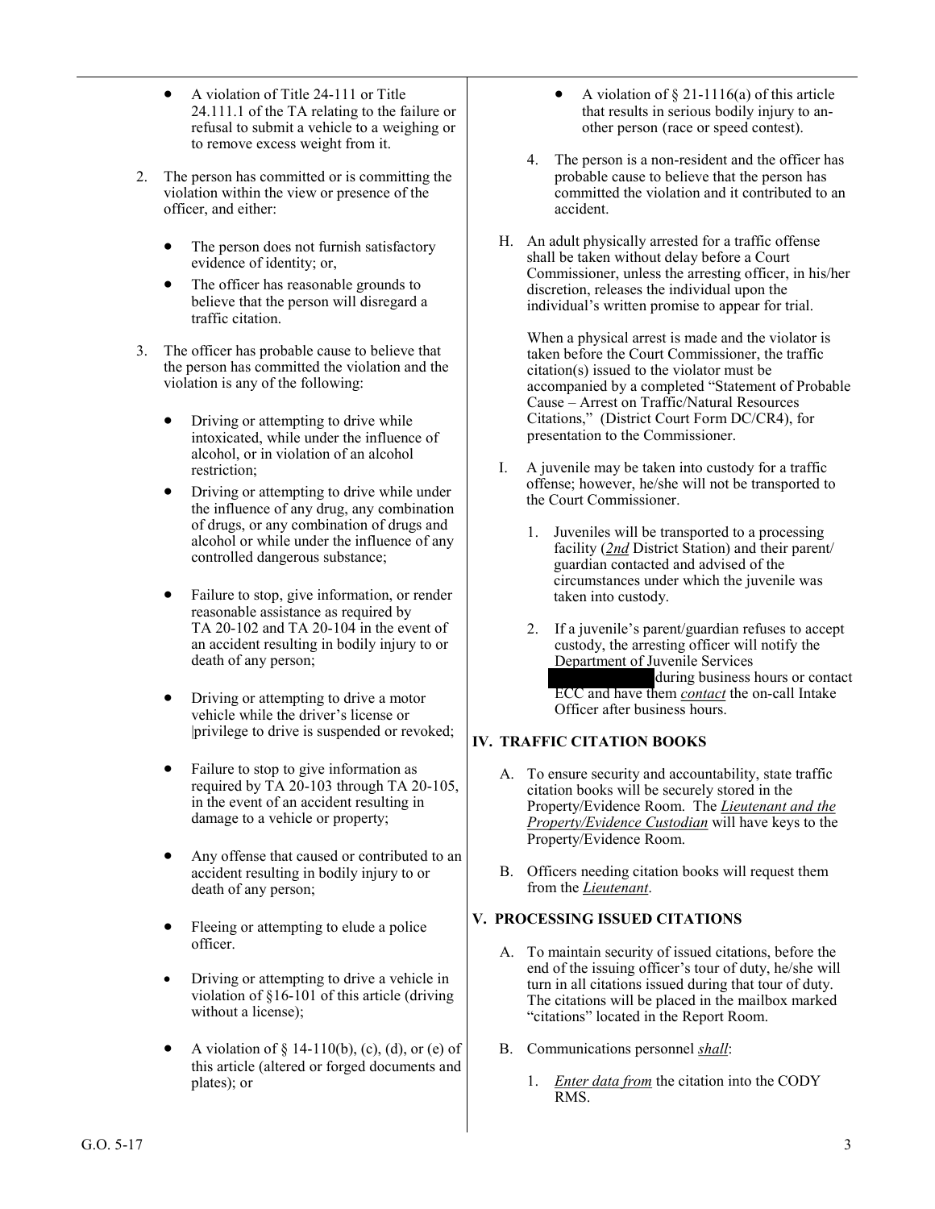- A violation of Title 24-111 or Title 24.111.1 of the TA relating to the failure or refusal to submit a vehicle to a weighing or to remove excess weight from it.

2. The person has committed or is committing the violation within the view or presence of the officer, and either:

   - The person does not furnish satisfactory evidence of identity; or,
   - The officer has reasonable grounds to believe that the person will disregard a traffic citation.

3. The officer has probable cause to believe that the person has committed the violation and the violation is any of the following:

   - Driving or attempting to drive while intoxicated, while under the influence of alcohol, or in violation of an alcohol restriction;
   - Driving or attempting to drive while under the influence of any drug, any combination of drugs, or any combination of drugs and alcohol or while under the influence of any controlled dangerous substance;
   - Failure to stop, give information, or render reasonable assistance as required by TA 20-102 and TA 20-104 in the event of an accident resulting in bodily injury to or death of any person;
   - Driving or attempting to drive a motor vehicle while the driver's license or |privilege to drive is suspended or revoked;
   - Failure to stop to give information as required by TA 20-103 through TA 20-105, in the event of an accident resulting in damage to a vehicle or property;
   - Any offense that caused or contributed to an accident resulting in bodily injury to or death of any person;
   - Fleeing or attempting to elude a police officer.
   - Driving or attempting to drive a vehicle in violation of §16-101 of this article (driving without a license);
   - A violation of § 14-110(b), (c), (d), or (e) of this article (altered or forged documents and plates); or
   - A violation of § 21-1116(a) of this article that results in serious bodily injury to another person (race or speed contest).

4. The person is a non-resident and the officer has probable cause to believe that the person has committed the violation and it contributed to an accident.

H. An adult physically arrested for a traffic offense shall be taken without delay before a Court Commissioner, unless the arresting officer, in his/her discretion, releases the individual upon the individual's written promise to appear for trial.

   When a physical arrest is made and the violator is taken before the Court Commissioner, the traffic citation(s) issued to the violator must be accompanied by a completed "Statement of Probable Cause – Arrest on Traffic/Natural Resources Citations," (District Court Form DC/CR4), for presentation to the Commissioner.

I. A juvenile may be taken into custody for a traffic offense; however, he/she will not be transported to the Court Commissioner.

   1. Juveniles will be transported to a processing facility (*__2nd__* District Station) and their parent/guardian contacted and advised of the circumstances under which the juvenile was taken into custody.
   2. If a juvenile's parent/guardian refuses to accept custody, the arresting officer will notify the Department of Juvenile Services [REDACTED] during business hours or contact ECC and have them *__contact__* the on-call Intake Officer after business hours.

## IV. TRAFFIC CITATION BOOKS

A. To ensure security and accountability, state traffic citation books will be securely stored in the Property/Evidence Room. The *__Lieutenant and the Property/Evidence Custodian__* will have keys to the Property/Evidence Room.

B. Officers needing citation books will request them from the *__Lieutenant__*.

## V. PROCESSING ISSUED CITATIONS

A. To maintain security of issued citations, before the end of the issuing officer's tour of duty, he/she will turn in all citations issued during that tour of duty. The citations will be placed in the mailbox marked "citations" located in the Report Room.

B. Communications personnel *__shall__*:

   1. *__Enter data from__* the citation into the CODY RMS.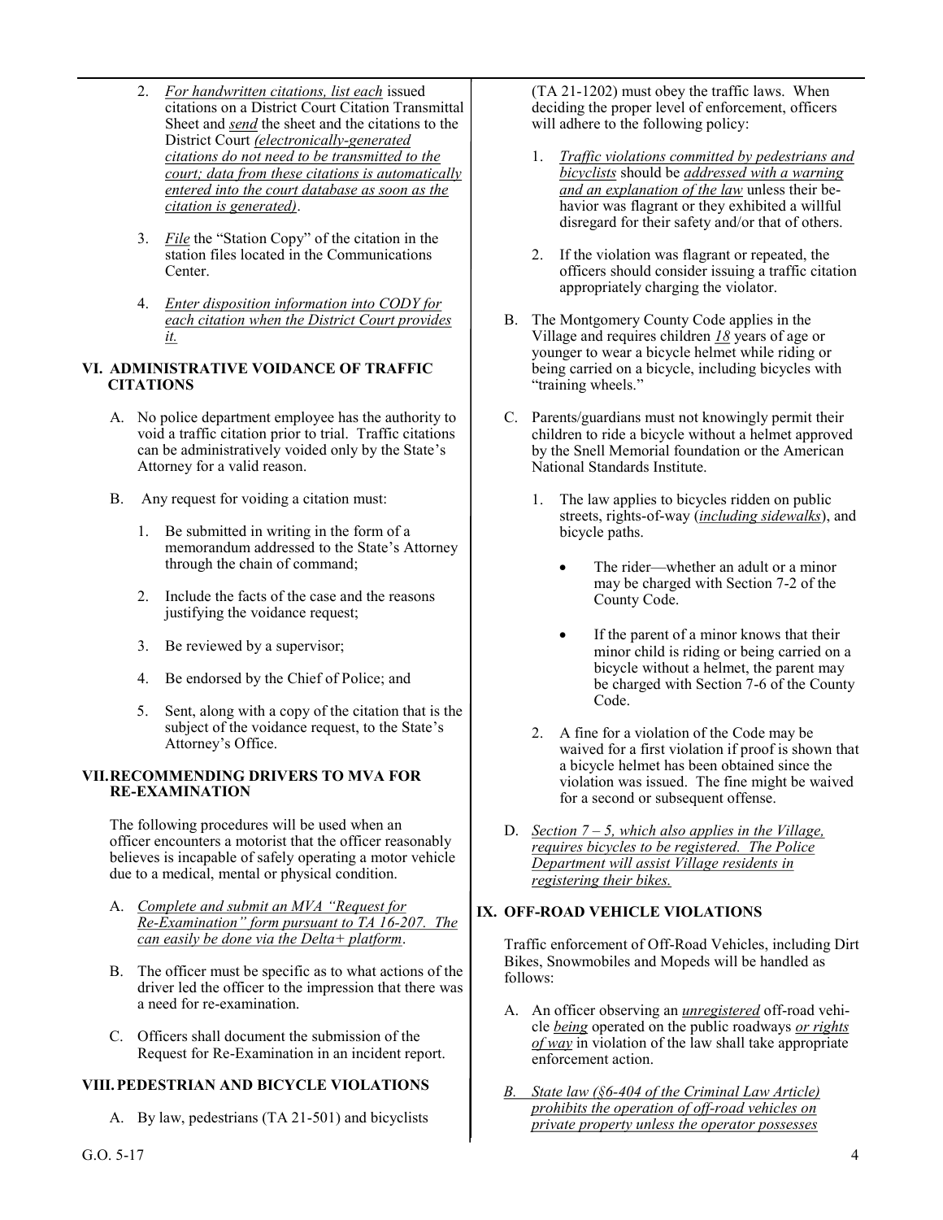2. *For handwritten citations, list each* issued citations on a District Court Citation Transmittal Sheet and *send* the sheet and the citations to the District Court *(electronically-generated citations do not need to be transmitted to the court; data from these citations is automatically entered into the court database as soon as the citation is generated)*.

3. *File* the "Station Copy" of the citation in the station files located in the Communications Center.

4. *Enter disposition information into CODY for each citation when the District Court provides it.*

### VI. ADMINISTRATIVE VOIDANCE OF TRAFFIC CITATIONS

A. No police department employee has the authority to void a traffic citation prior to trial. Traffic citations can be administratively voided only by the State's Attorney for a valid reason.

B. Any request for voiding a citation must:

1. Be submitted in writing in the form of a memorandum addressed to the State's Attorney through the chain of command;

2. Include the facts of the case and the reasons justifying the voidance request;

3. Be reviewed by a supervisor;

4. Be endorsed by the Chief of Police; and

5. Sent, along with a copy of the citation that is the subject of the voidance request, to the State's Attorney's Office.

### VII. RECOMMENDING DRIVERS TO MVA FOR RE-EXAMINATION

The following procedures will be used when an officer encounters a motorist that the officer reasonably believes is incapable of safely operating a motor vehicle due to a medical, mental or physical condition.

A. *Complete and submit an MVA "Request for Re-Examination" form pursuant to TA 16-207. The can easily be done via the Delta+ platform*.

B. The officer must be specific as to what actions of the driver led the officer to the impression that there was a need for re-examination.

C. Officers shall document the submission of the Request for Re-Examination in an incident report.

### VIII. PEDESTRIAN AND BICYCLE VIOLATIONS

A. By law, pedestrians (TA 21-501) and bicyclists (TA 21-1202) must obey the traffic laws. When deciding the proper level of enforcement, officers will adhere to the following policy:

1. *Traffic violations committed by pedestrians and bicyclists* should be *addressed with a warning and an explanation of the law* unless their behavior was flagrant or they exhibited a willful disregard for their safety and/or that of others.

2. If the violation was flagrant or repeated, the officers should consider issuing a traffic citation appropriately charging the violator.

B. The Montgomery County Code applies in the Village and requires children *18* years of age or younger to wear a bicycle helmet while riding or being carried on a bicycle, including bicycles with "training wheels."

C. Parents/guardians must not knowingly permit their children to ride a bicycle without a helmet approved by the Snell Memorial foundation or the American National Standards Institute.

1. The law applies to bicycles ridden on public streets, rights-of-way (*including sidewalks*), and bicycle paths.

   - The rider—whether an adult or a minor may be charged with Section 7-2 of the County Code.

   - If the parent of a minor knows that their minor child is riding or being carried on a bicycle without a helmet, the parent may be charged with Section 7-6 of the County Code.

2. A fine for a violation of the Code may be waived for a first violation if proof is shown that a bicycle helmet has been obtained since the violation was issued. The fine might be waived for a second or subsequent offense.

D. *Section 7 – 5, which also applies in the Village, requires bicycles to be registered. The Police Department will assist Village residents in registering their bikes.*

### IX. OFF-ROAD VEHICLE VIOLATIONS

Traffic enforcement of Off-Road Vehicles, including Dirt Bikes, Snowmobiles and Mopeds will be handled as follows:

A. An officer observing an *unregistered* off-road vehicle *being* operated on the public roadways *or rights of way* in violation of the law shall take appropriate enforcement action.

B. *State law (§6-404 of the Criminal Law Article) prohibits the operation of off-road vehicles on private property unless the operator possesses*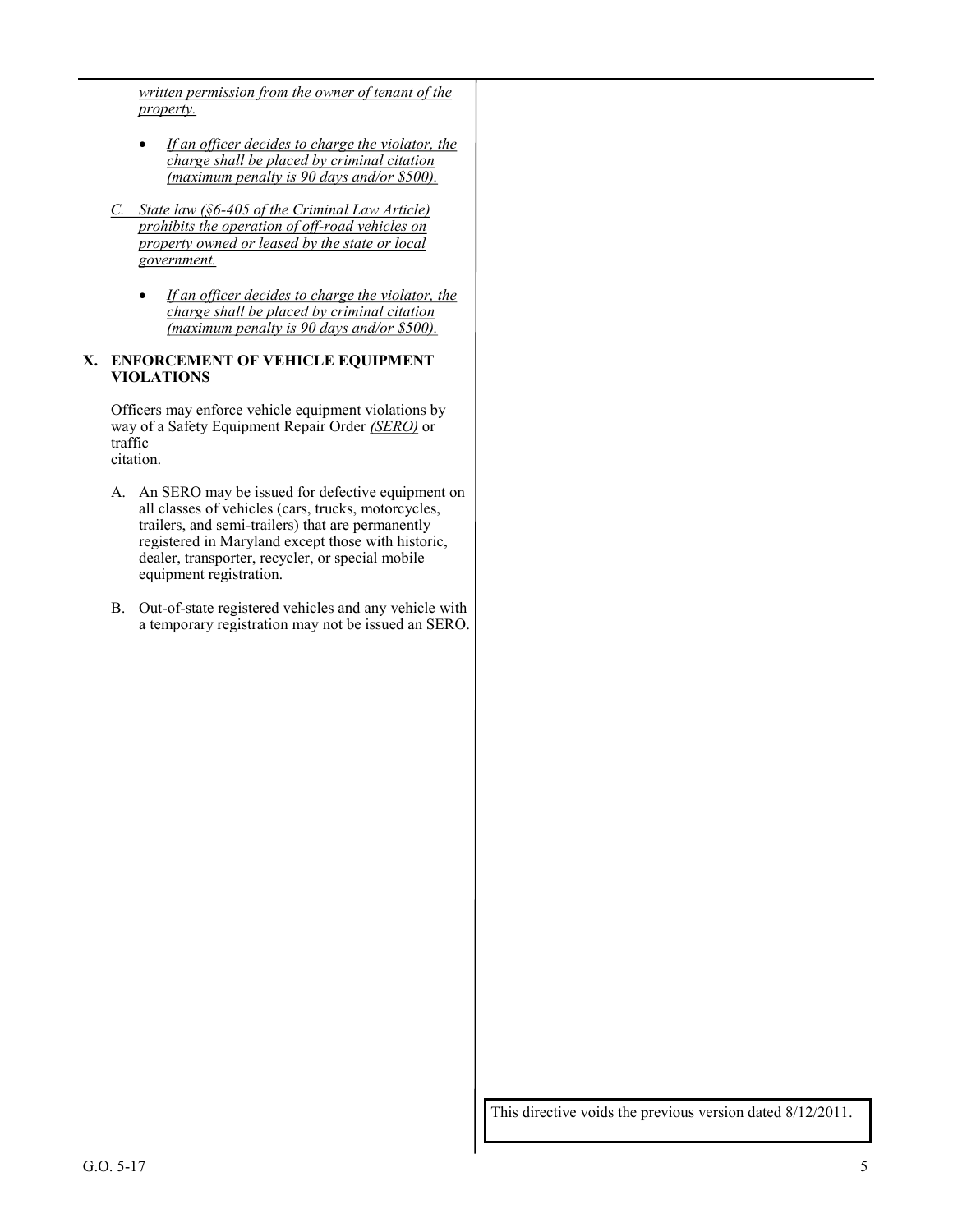*<u>written permission from the owner of tenant of the property.</u>*

- *<u>If an officer decides to charge the violator, the charge shall be placed by criminal citation (maximum penalty is 90 days and/or $500).</u>*

*<u>C. State law (§6-405 of the Criminal Law Article) prohibits the operation of off-road vehicles on property owned or leased by the state or local government.</u>*

- *<u>If an officer decides to charge the violator, the charge shall be placed by criminal citation (maximum penalty is 90 days and/or $500).</u>*

**X. ENFORCEMENT OF VEHICLE EQUIPMENT VIOLATIONS**

Officers may enforce vehicle equipment violations by way of a Safety Equipment Repair Order *<u>(SERO)</u>* or traffic citation.

A. An SERO may be issued for defective equipment on all classes of vehicles (cars, trucks, motorcycles, trailers, and semi-trailers) that are permanently registered in Maryland except those with historic, dealer, transporter, recycler, or special mobile equipment registration.

B. Out-of-state registered vehicles and any vehicle with a temporary registration may not be issued an SERO.

This directive voids the previous version dated 8/12/2011.